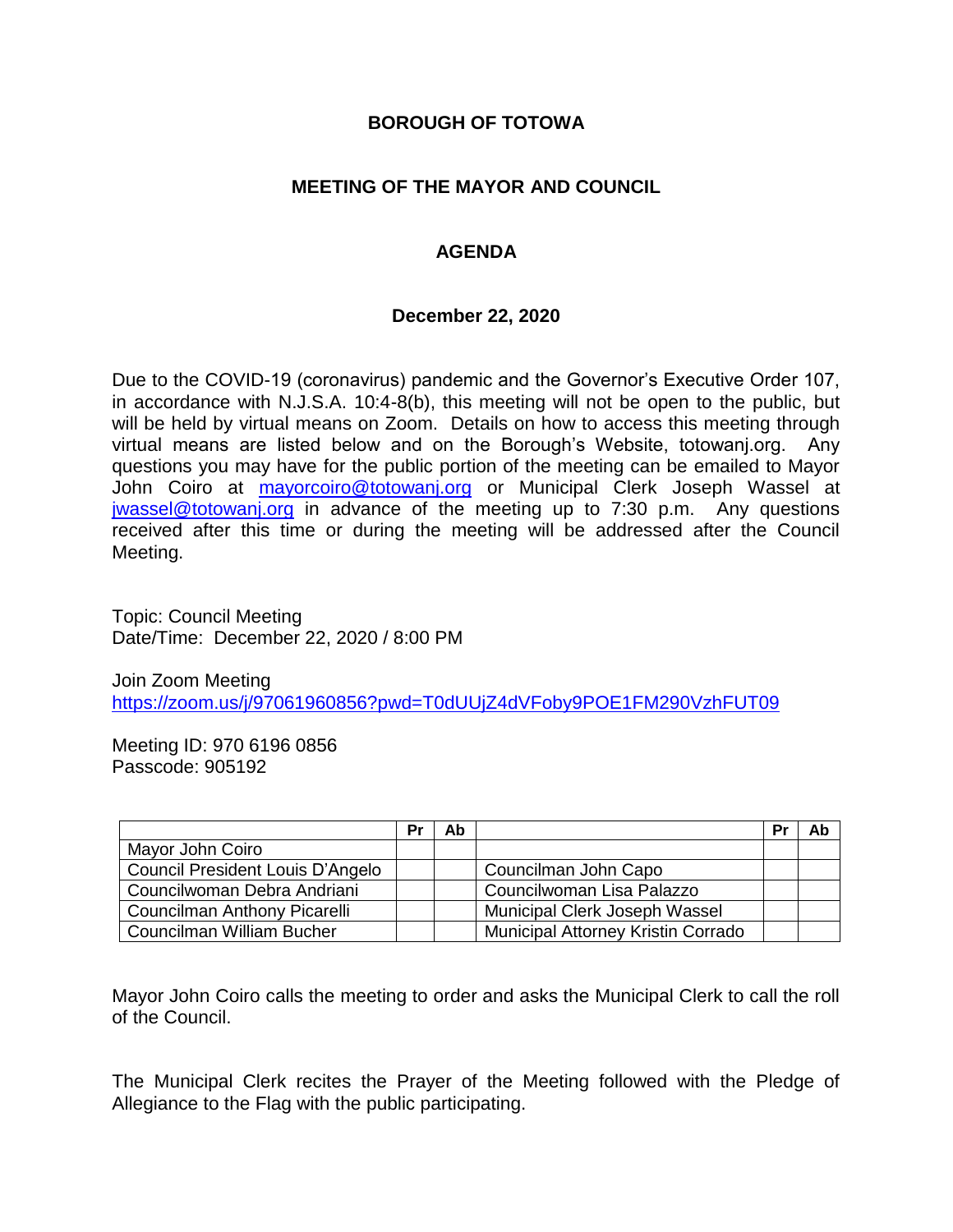# BOROUGH OF TOTOWA

## MEETING OF THE MAYOR AND COUNCIL

## AGENDA

### December 22, 2020

Due to the COVID-19 (coronavirus) pandemic and the Governor's Executive Order 107, in accordance with N.J.S.A. 10:4-8(b), this meeting will not be open to the public, but will be held by virtual means on Zoom. Details on how to access this meeting through virtual means are listed below and on the Borough's Website, totowanj.org. Any questions you may have for the public portion of the meeting can be emailed to Mayor John Coiro at mayorcoiro@totowanj.org or Municipal Clerk Joseph Wassel at jwassel@totowanj.org in advance of the meeting up to 7:30 p.m. Any questions received after this time or during the meeting will be addressed after the Council Meeting.

Topic: Council Meeting
Date/Time: December 22, 2020 / 8:00 PM

Join Zoom Meeting
https://zoom.us/j/97061960856?pwd=T0dUUjZ4dVFoby9POE1FM290VzhFUT09

Meeting ID: 970 6196 0856
Passcode: 905192

| | Pr | Ab | | Pr | Ab |
|---|---|---|---|---|---|
| Mayor John Coiro | | | | | |
| Council President Louis D'Angelo | | | Councilman John Capo | | |
| Councilwoman Debra Andriani | | | Councilwoman Lisa Palazzo | | |
| Councilman Anthony Picarelli | | | Municipal Clerk Joseph Wassel | | |
| Councilman William Bucher | | | Municipal Attorney Kristin Corrado | | |

Mayor John Coiro calls the meeting to order and asks the Municipal Clerk to call the roll of the Council.

The Municipal Clerk recites the Prayer of the Meeting followed with the Pledge of Allegiance to the Flag with the public participating.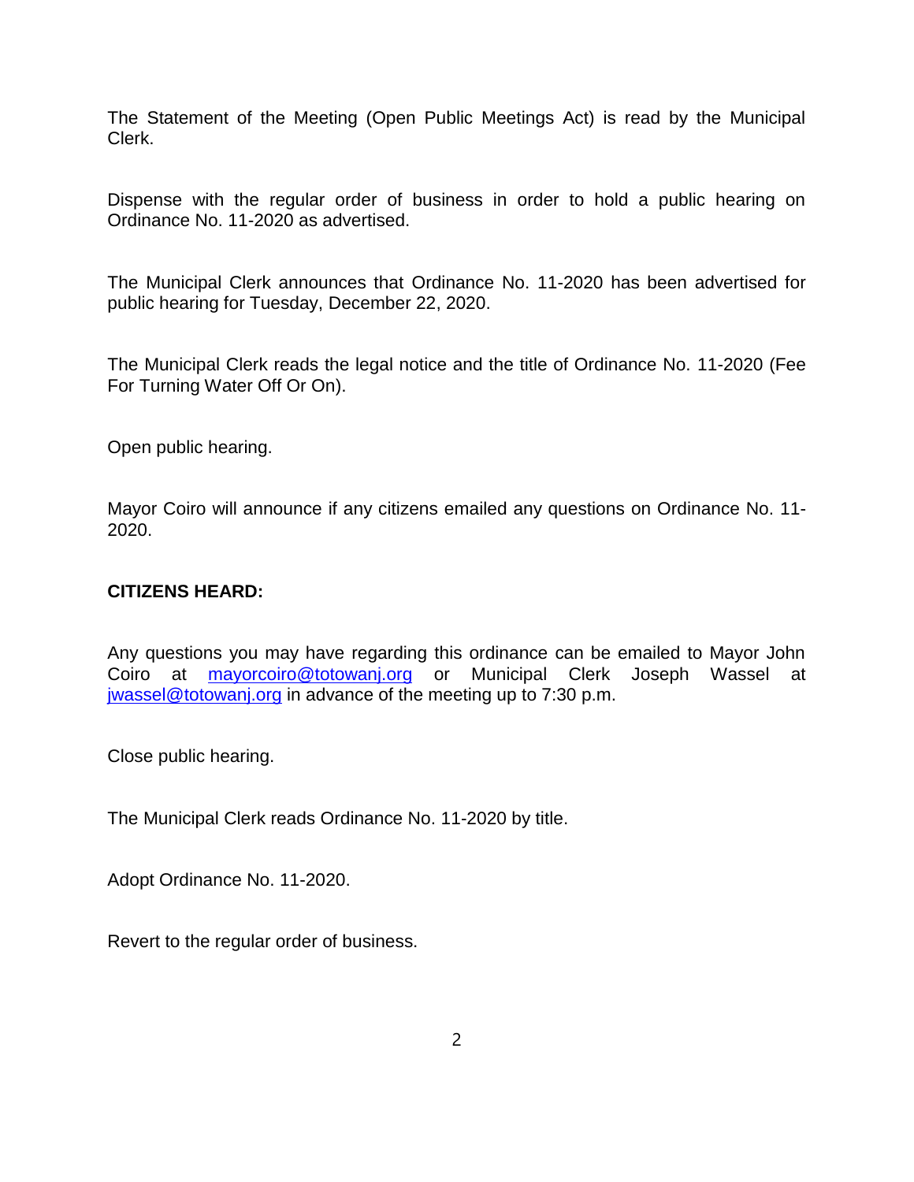The Statement of the Meeting (Open Public Meetings Act) is read by the Municipal Clerk.

Dispense with the regular order of business in order to hold a public hearing on Ordinance No. 11-2020 as advertised.

The Municipal Clerk announces that Ordinance No. 11-2020 has been advertised for public hearing for Tuesday, December 22, 2020.

The Municipal Clerk reads the legal notice and the title of Ordinance No. 11-2020 (Fee For Turning Water Off Or On).

Open public hearing.

Mayor Coiro will announce if any citizens emailed any questions on Ordinance No. 11-2020.

**CITIZENS HEARD:**

Any questions you may have regarding this ordinance can be emailed to Mayor John Coiro at mayorcoiro@totowanj.org or Municipal Clerk Joseph Wassel at jwassel@totowanj.org in advance of the meeting up to 7:30 p.m.

Close public hearing.

The Municipal Clerk reads Ordinance No. 11-2020 by title.

Adopt Ordinance No. 11-2020.

Revert to the regular order of business.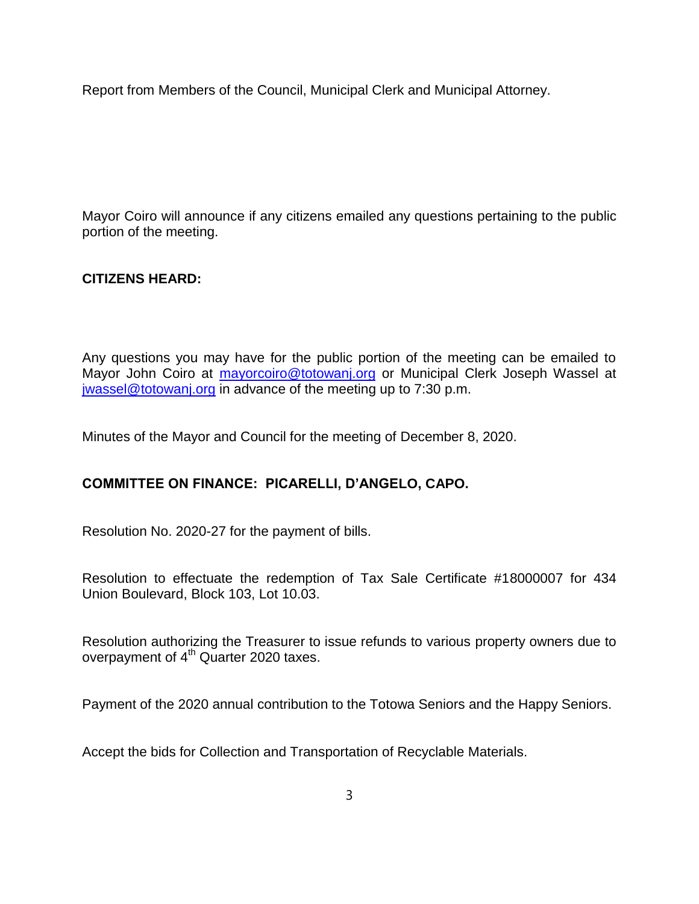Report from Members of the Council, Municipal Clerk and Municipal Attorney.

Mayor Coiro will announce if any citizens emailed any questions pertaining to the public portion of the meeting.

**CITIZENS HEARD:**

Any questions you may have for the public portion of the meeting can be emailed to Mayor John Coiro at mayorcoiro@totowanj.org or Municipal Clerk Joseph Wassel at jwassel@totowanj.org in advance of the meeting up to 7:30 p.m.

Minutes of the Mayor and Council for the meeting of December 8, 2020.

**COMMITTEE ON FINANCE: PICARELLI, D'ANGELO, CAPO.**

Resolution No. 2020-27 for the payment of bills.

Resolution to effectuate the redemption of Tax Sale Certificate #18000007 for 434 Union Boulevard, Block 103, Lot 10.03.

Resolution authorizing the Treasurer to issue refunds to various property owners due to overpayment of 4th Quarter 2020 taxes.

Payment of the 2020 annual contribution to the Totowa Seniors and the Happy Seniors.

Accept the bids for Collection and Transportation of Recyclable Materials.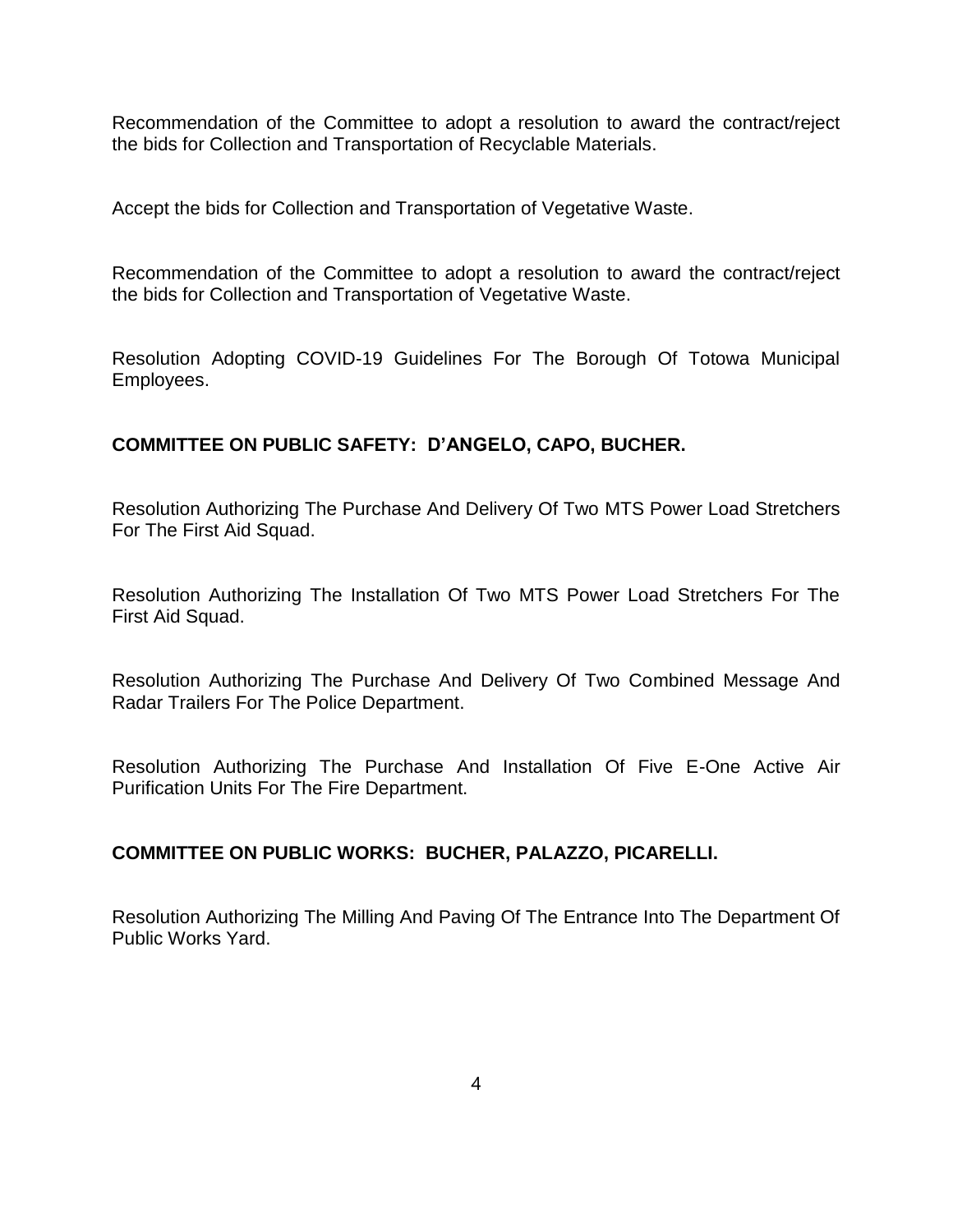Recommendation of the Committee to adopt a resolution to award the contract/reject the bids for Collection and Transportation of Recyclable Materials.

Accept the bids for Collection and Transportation of Vegetative Waste.

Recommendation of the Committee to adopt a resolution to award the contract/reject the bids for Collection and Transportation of Vegetative Waste.

Resolution Adopting COVID-19 Guidelines For The Borough Of Totowa Municipal Employees.

**COMMITTEE ON PUBLIC SAFETY: D'ANGELO, CAPO, BUCHER.**

Resolution Authorizing The Purchase And Delivery Of Two MTS Power Load Stretchers For The First Aid Squad.

Resolution Authorizing The Installation Of Two MTS Power Load Stretchers For The First Aid Squad.

Resolution Authorizing The Purchase And Delivery Of Two Combined Message And Radar Trailers For The Police Department.

Resolution Authorizing The Purchase And Installation Of Five E-One Active Air Purification Units For The Fire Department.

**COMMITTEE ON PUBLIC WORKS: BUCHER, PALAZZO, PICARELLI.**

Resolution Authorizing The Milling And Paving Of The Entrance Into The Department Of Public Works Yard.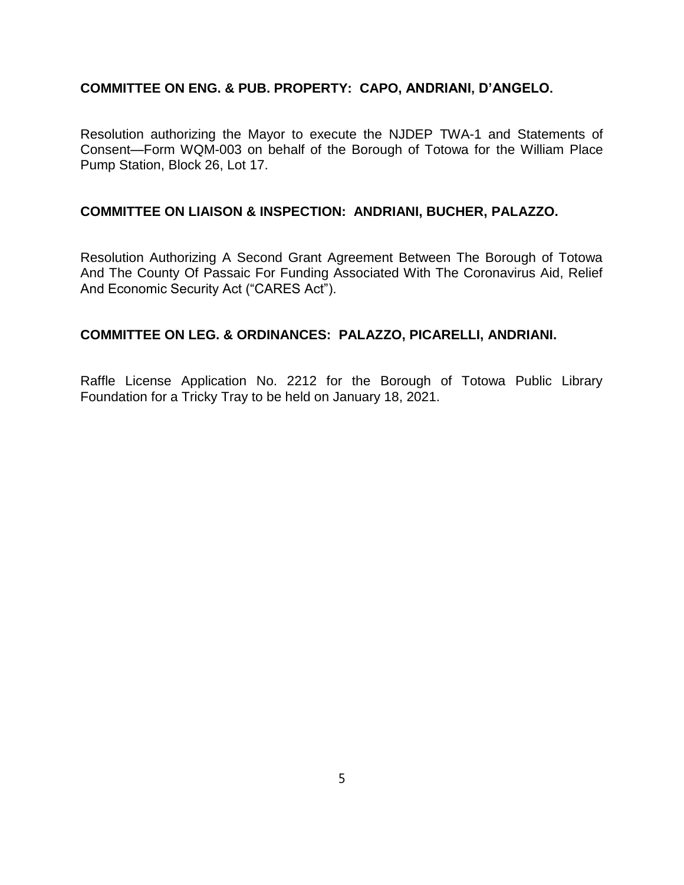**COMMITTEE ON ENG. & PUB. PROPERTY: CAPO, ANDRIANI, D'ANGELO.**

Resolution authorizing the Mayor to execute the NJDEP TWA-1 and Statements of Consent—Form WQM-003 on behalf of the Borough of Totowa for the William Place Pump Station, Block 26, Lot 17.

**COMMITTEE ON LIAISON & INSPECTION: ANDRIANI, BUCHER, PALAZZO.**

Resolution Authorizing A Second Grant Agreement Between The Borough of Totowa And The County Of Passaic For Funding Associated With The Coronavirus Aid, Relief And Economic Security Act ("CARES Act").

**COMMITTEE ON LEG. & ORDINANCES: PALAZZO, PICARELLI, ANDRIANI.**

Raffle License Application No. 2212 for the Borough of Totowa Public Library Foundation for a Tricky Tray to be held on January 18, 2021.